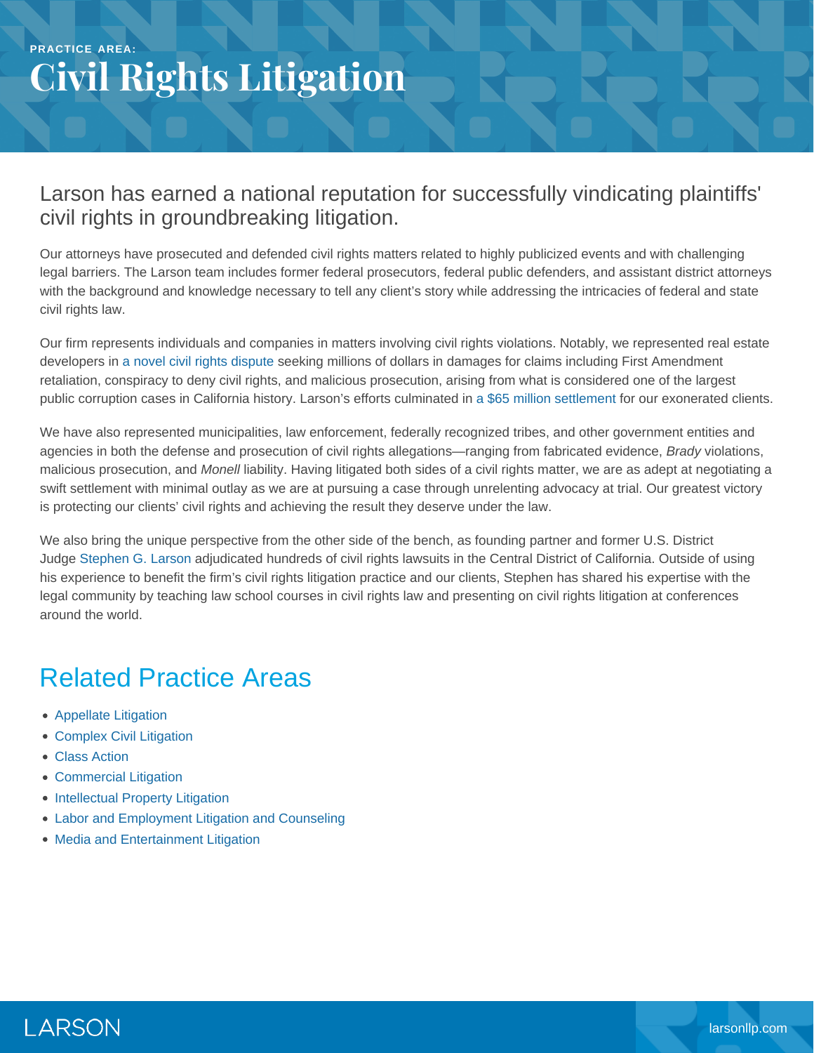PRACTICE AREA:

# Civil Rights Litigation

## Larson has earned a national reputation for successfully vindicating plaintiffs' civil rights in groundbreaking litigation.

Our attorneys have prosecuted and defended civil rights matters related to highly publicized events and with challenging legal barriers. The Larson team includes former federal prosecutors, federal public defenders, and assistant district attorneys with the background and knowledge necessary to tell any client's story while addressing the intricacies of federal and state civil rights law.

Our firm represents individuals and companies in matters involving civil rights violations. Notably, we represented real estate developers in a novel civil rights dispute seeking millions of dollars in damages for claims including First Amendment retaliation, conspiracy to deny civil rights, and malicious prosecution, arising from what is considered one of the largest public corruption cases in California history. Larson's efforts culminated in a $65 million settlement for our exonerated clients.

We have also represented municipalities, law enforcement, federally recognized tribes, and other government entities and agencies in both the defense and prosecution of civil rights allegations—ranging from fabricated evidence, *Brady* violations, malicious prosecution, and *Monell* liability. Having litigated both sides of a civil rights matter, we are as adept at negotiating a swift settlement with minimal outlay as we are at pursuing a case through unrelenting advocacy at trial. Our greatest victory is protecting our clients' civil rights and achieving the result they deserve under the law.

We also bring the unique perspective from the other side of the bench, as founding partner and former U.S. District Judge Stephen G. Larson adjudicated hundreds of civil rights lawsuits in the Central District of California. Outside of using his experience to benefit the firm's civil rights litigation practice and our clients, Stephen has shared his expertise with the legal community by teaching law school courses in civil rights law and presenting on civil rights litigation at conferences around the world.

## Related Practice Areas

- Appellate Litigation
- Complex Civil Litigation
- Class Action
- Commercial Litigation
- Intellectual Property Litigation
- Labor and Employment Litigation and Counseling
- Media and Entertainment Litigation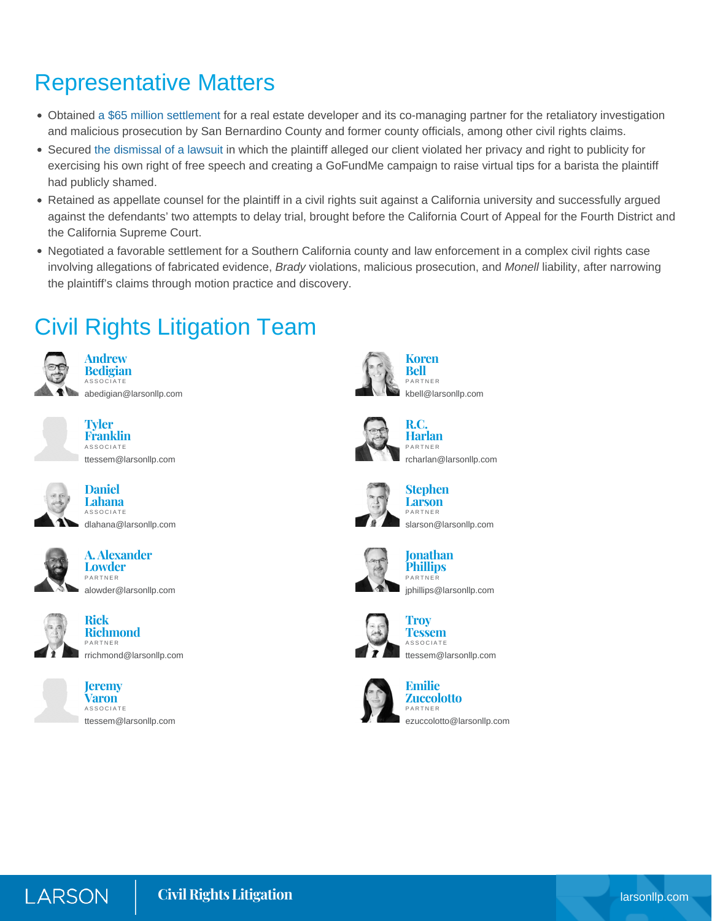## Representative Matters

- Obtained a $65 million settlement for a real estate developer and its co-managing partner for the retaliatory investigation and malicious prosecution by San Bernardino County and former county officials, among other civil rights claims.
- Secured the dismissal of a lawsuit in which the plaintiff alleged our client violated her privacy and right to publicity for exercising his own right of free speech and creating a GoFundMe campaign to raise virtual tips for a barista the plaintiff had publicly shamed.
- Retained as appellate counsel for the plaintiff in a civil rights suit against a California university and successfully argued against the defendants' two attempts to delay trial, brought before the California Court of Appeal for the Fourth District and the California Supreme Court.
- Negotiated a favorable settlement for a Southern California county and law enforcement in a complex civil rights case involving allegations of fabricated evidence, *Brady* violations, malicious prosecution, and *Monell* liability, after narrowing the plaintiff's claims through motion practice and discovery.

## Civil Rights Litigation Team

**Andrew Bedigian**
ASSOCIATE
abedigian@larsonllp.com

**Tyler Franklin**
ASSOCIATE
ttessem@larsonllp.com

**Daniel Lahana**
ASSOCIATE
dlahana@larsonllp.com

**A. Alexander Lowder**
PARTNER
alowder@larsonllp.com

**Rick Richmond**
PARTNER
rrichmond@larsonllp.com

**Jeremy Varon**
ASSOCIATE
ttessem@larsonllp.com

**Koren Bell**
PARTNER
kbell@larsonllp.com

**R.C. Harlan**
PARTNER
rcharlan@larsonllp.com

**Stephen Larson**
PARTNER
slarson@larsonllp.com

**Jonathan Phillips**
PARTNER
jphillips@larsonllp.com

**Troy Tessem**
ASSOCIATE
ttessem@larsonllp.com

**Emilie Zuccolotto**
PARTNER
ezuccolotto@larsonllp.com